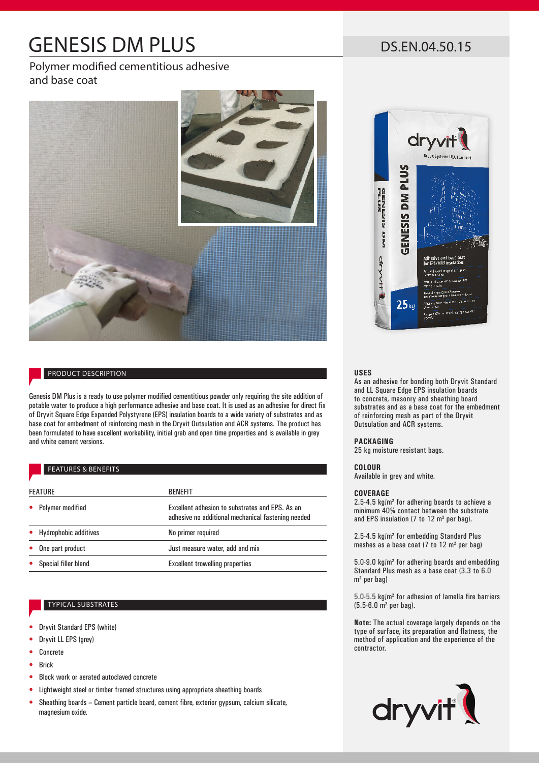# GENESIS DM PLUS

DS.EN.04.50.15

Polymer modified cementitious adhesive and base coat

## PRODUCT DESCRIPTION

Genesis DM Plus is a ready to use polymer modified cementitious powder only requiring the site addition of potable water to produce a high performance adhesive and base coat. It is used as an adhesive for direct fix of Dryvit Square Edge Expanded Polystyrene (EPS) insulation boards to a wide variety of substrates and as base coat for embedment of reinforcing mesh in the Dryvit Outsulation and ACR systems. The product has been formulated to have excellent workability, initial grab and open time properties and is available in grey and white cement versions.

## FEATURES & BENEFITS

| FEATURE | BENEFIT |
|---|---|
| • Polymer modified | Excellent adhesion to substrates and EPS. As an adhesive no additional mechanical fastening needed |
| • Hydrophobic additives | No primer required |
| • One part product | Just measure water, add and mix |
| • Special filler blend | Excellent trowelling properties |

## TYPICAL SUBSTRATES

- Dryvit Standard EPS (white)
- Dryvit LL EPS (grey)
- Concrete
- Brick
- Block work or aerated autoclaved concrete
- Lightweight steel or timber framed structures using appropriate sheathing boards
- Sheathing boards – Cement particle board, cement fibre, exterior gypsum, calcium silicate, magnesium oxide.

### USES

As an adhesive for bonding both Dryvit Standard and LL Square Edge EPS insulation boards to concrete, masonry and sheathing board substrates and as a base coat for the embedment of reinforcing mesh as part of the Dryvit Outsulation and ACR systems.

### PACKAGING

25 kg moisture resistant bags.

### COLOUR

Available in grey and white.

### COVERAGE

2.5-4.5 kg/m² for adhering boards to achieve a minimum 40% contact between the substrate and EPS insulation (7 to 12 m² per bag).

2.5-4.5 kg/m² for embedding Standard Plus meshes as a base coat (7 to 12 m² per bag)

5.0-9.0 kg/m² for adhering boards and embedding Standard Plus mesh as a base coat (3.3 to 6.0 m² per bag)

5.0-5.5 kg/m² for adhesion of lamella fire barriers (5.5-6.0 m² per bag).

**Note:** The actual coverage largely depends on the type of surface, its preparation and flatness, the method of application and the experience of the contractor.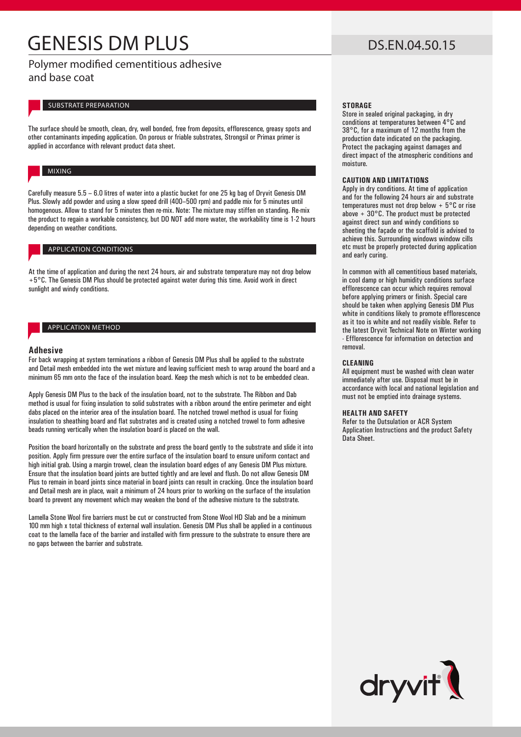# GENESIS DM PLUS

DS.EN.04.50.15

## Polymer modified cementitious adhesive and base coat

### SUBSTRATE PREPARATION

The surface should be smooth, clean, dry, well bonded, free from deposits, efflorescence, greasy spots and other contaminants impeding application. On porous or friable substrates, Strongsil or Primax primer is applied in accordance with relevant product data sheet.

### MIXING

Carefully measure 5.5 – 6.0 litres of water into a plastic bucket for one 25 kg bag of Dryvit Genesis DM Plus. Slowly add powder and using a slow speed drill (400–500 rpm) and paddle mix for 5 minutes until homogenous. Allow to stand for 5 minutes then re-mix. Note: The mixture may stiffen on standing. Re-mix the product to regain a workable consistency, but DO NOT add more water, the workability time is 1-2 hours depending on weather conditions.

### APPLICATION CONDITIONS

At the time of application and during the next 24 hours, air and substrate temperature may not drop below +5°C. The Genesis DM Plus should be protected against water during this time. Avoid work in direct sunlight and windy conditions.

### APPLICATION METHOD

#### Adhesive

For back wrapping at system terminations a ribbon of Genesis DM Plus shall be applied to the substrate and Detail mesh embedded into the wet mixture and leaving sufficient mesh to wrap around the board and a minimum 65 mm onto the face of the insulation board. Keep the mesh which is not to be embedded clean.

Apply Genesis DM Plus to the back of the insulation board, not to the substrate. The Ribbon and Dab method is usual for fixing insulation to solid substrates with a ribbon around the entire perimeter and eight dabs placed on the interior area of the insulation board. The notched trowel method is usual for fixing insulation to sheathing board and flat substrates and is created using a notched trowel to form adhesive beads running vertically when the insulation board is placed on the wall.

Position the board horizontally on the substrate and press the board gently to the substrate and slide it into position. Apply firm pressure over the entire surface of the insulation board to ensure uniform contact and high initial grab. Using a margin trowel, clean the insulation board edges of any Genesis DM Plus mixture. Ensure that the insulation board joints are butted tightly and are level and flush. Do not allow Genesis DM Plus to remain in board joints since material in board joints can result in cracking. Once the insulation board and Detail mesh are in place, wait a minimum of 24 hours prior to working on the surface of the insulation board to prevent any movement which may weaken the bond of the adhesive mixture to the substrate.

Lamella Stone Wool fire barriers must be cut or constructed from Stone Wool HD Slab and be a minimum 100 mm high x total thickness of external wall insulation. Genesis DM Plus shall be applied in a continuous coat to the lamella face of the barrier and installed with firm pressure to the substrate to ensure there are no gaps between the barrier and substrate.

#### STORAGE

Store in sealed original packaging, in dry conditions at temperatures between 4°C and 38°C, for a maximum of 12 months from the production date indicated on the packaging. Protect the packaging against damages and direct impact of the atmospheric conditions and moisture.

#### CAUTION AND LIMITATIONS

Apply in dry conditions. At time of application and for the following 24 hours air and substrate temperatures must not drop below + 5°C or rise above + 30°C. The product must be protected against direct sun and windy conditions so sheeting the façade or the scaffold is advised to achieve this. Surrounding windows window cills etc must be properly protected during application and early curing.

In common with all cementitious based materials, in cool damp or high humidity conditions surface efflorescence can occur which requires removal before applying primers or finish. Special care should be taken when applying Genesis DM Plus white in conditions likely to promote efflorescence as it too is white and not readily visible. Refer to the latest Dryvit Technical Note on Winter working - Efflorescence for information on detection and removal.

#### CLEANING

All equipment must be washed with clean water immediately after use. Disposal must be in accordance with local and national legislation and must not be emptied into drainage systems.

#### HEALTH AND SAFETY

Refer to the Outsulation or ACR System Application Instructions and the product Safety Data Sheet.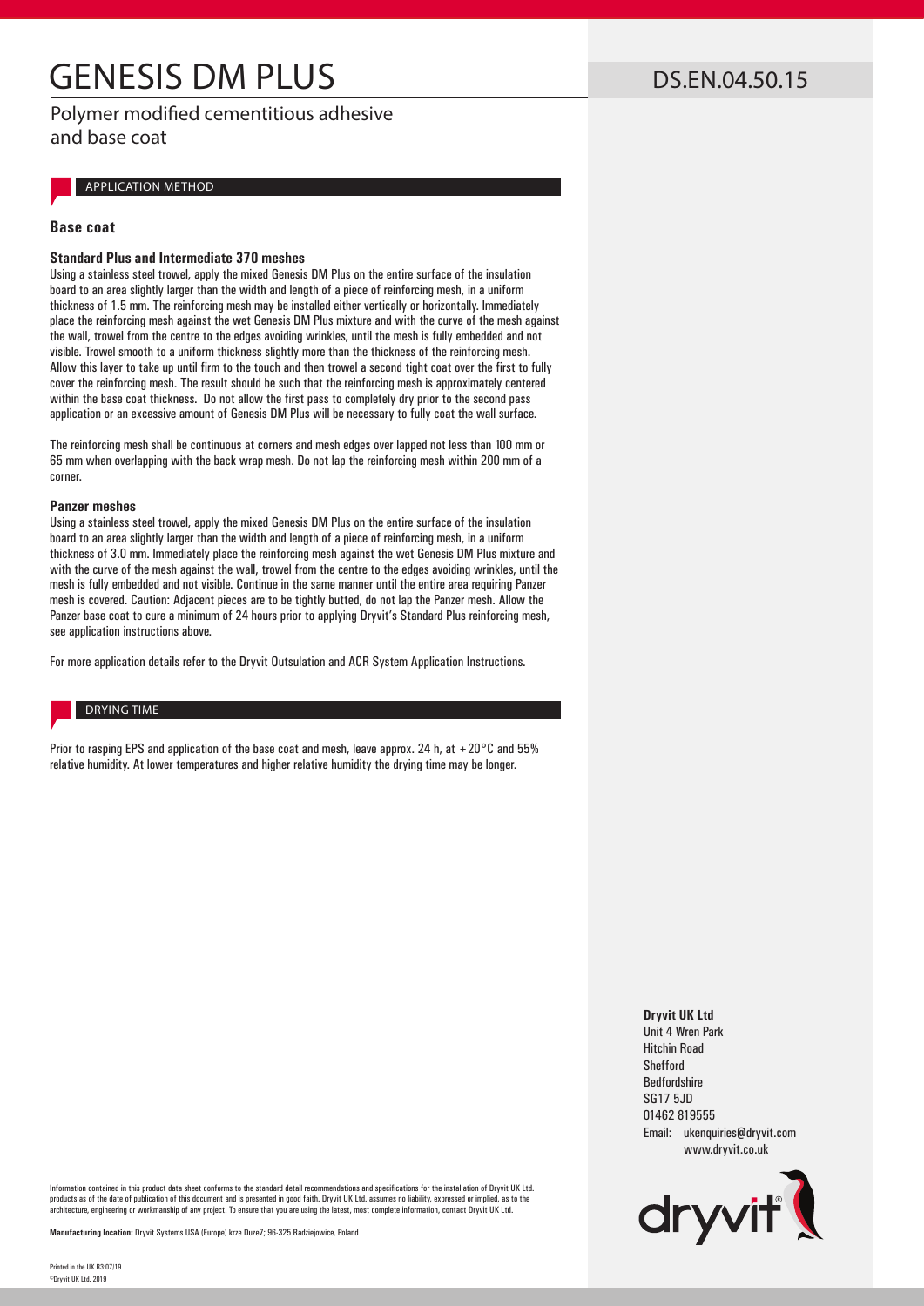# GENESIS DM PLUS

DS.EN.04.50.15

Polymer modified cementitious adhesive and base coat

## APPLICATION METHOD

### Base coat

#### Standard Plus and Intermediate 370 meshes

Using a stainless steel trowel, apply the mixed Genesis DM Plus on the entire surface of the insulation board to an area slightly larger than the width and length of a piece of reinforcing mesh, in a uniform thickness of 1.5 mm. The reinforcing mesh may be installed either vertically or horizontally. Immediately place the reinforcing mesh against the wet Genesis DM Plus mixture and with the curve of the mesh against the wall, trowel from the centre to the edges avoiding wrinkles, until the mesh is fully embedded and not visible. Trowel smooth to a uniform thickness slightly more than the thickness of the reinforcing mesh. Allow this layer to take up until firm to the touch and then trowel a second tight coat over the first to fully cover the reinforcing mesh. The result should be such that the reinforcing mesh is approximately centered within the base coat thickness. Do not allow the first pass to completely dry prior to the second pass application or an excessive amount of Genesis DM Plus will be necessary to fully coat the wall surface.

The reinforcing mesh shall be continuous at corners and mesh edges over lapped not less than 100 mm or 65 mm when overlapping with the back wrap mesh. Do not lap the reinforcing mesh within 200 mm of a corner.

#### Panzer meshes

Using a stainless steel trowel, apply the mixed Genesis DM Plus on the entire surface of the insulation board to an area slightly larger than the width and length of a piece of reinforcing mesh, in a uniform thickness of 3.0 mm. Immediately place the reinforcing mesh against the wet Genesis DM Plus mixture and with the curve of the mesh against the wall, trowel from the centre to the edges avoiding wrinkles, until the mesh is fully embedded and not visible. Continue in the same manner until the entire area requiring Panzer mesh is covered. Caution: Adjacent pieces are to be tightly butted, do not lap the Panzer mesh. Allow the Panzer base coat to cure a minimum of 24 hours prior to applying Dryvit's Standard Plus reinforcing mesh, see application instructions above.

For more application details refer to the Dryvit Outsulation and ACR System Application Instructions.

## DRYING TIME

Prior to rasping EPS and application of the base coat and mesh, leave approx. 24 h, at +20°C and 55% relative humidity. At lower temperatures and higher relative humidity the drying time may be longer.

**Dryvit UK Ltd**
Unit 4 Wren Park
Hitchin Road
Shefford
Bedfordshire
SG17 5JD
01462 819555
Email: ukenquiries@dryvit.com
www.dryvit.co.uk

Information contained in this product data sheet conforms to the standard detail recommendations and specifications for the installation of Dryvit UK Ltd. products as of the date of publication of this document and is presented in good faith. Dryvit UK Ltd. assumes no liability, expressed or implied, as to the architecture, engineering or workmanship of any project. To ensure that you are using the latest, most complete information, contact Dryvit UK Ltd.

**Manufacturing location:** Dryvit Systems USA (Europe) krze Duze7; 96-325 Radziejowice, Poland

Printed in the UK R3:07/19
©Dryvit UK Ltd. 2019